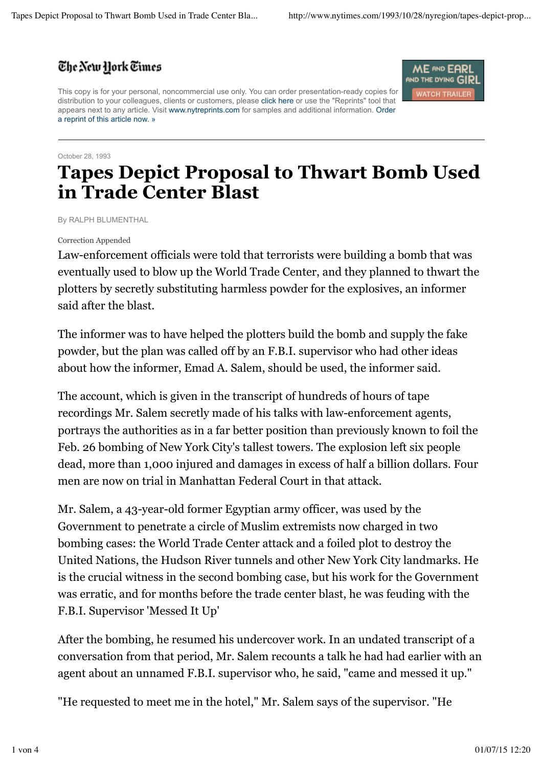# The New York Times

This copy is for your personal, noncommercial use only. You can order presentation-ready copies for distribution to your colleagues, clients or customers, please click here or use the "Reprints" tool that appears next to any article. Visit www.nytreprints.com for samples and additional information. Order a reprint of this article now. »

October 28, 1993

# Tapes Depict Proposal to Thwart Bomb Used in Trade Center Blast

By RALPH BLUMENTHAL

Correction Appended

Law-enforcement officials were told that terrorists were building a bomb that was eventually used to blow up the World Trade Center, and they planned to thwart the plotters by secretly substituting harmless powder for the explosives, an informer said after the blast.

The informer was to have helped the plotters build the bomb and supply the fake powder, but the plan was called off by an F.B.I. supervisor who had other ideas about how the informer, Emad A. Salem, should be used, the informer said.

The account, which is given in the transcript of hundreds of hours of tape recordings Mr. Salem secretly made of his talks with law-enforcement agents, portrays the authorities as in a far better position than previously known to foil the Feb. 26 bombing of New York City's tallest towers. The explosion left six people dead, more than 1,000 injured and damages in excess of half a billion dollars. Four men are now on trial in Manhattan Federal Court in that attack.

Mr. Salem, a 43-year-old former Egyptian army officer, was used by the Government to penetrate a circle of Muslim extremists now charged in two bombing cases: the World Trade Center attack and a foiled plot to destroy the United Nations, the Hudson River tunnels and other New York City landmarks. He is the crucial witness in the second bombing case, but his work for the Government was erratic, and for months before the trade center blast, he was feuding with the F.B.I. Supervisor 'Messed It Up'

After the bombing, he resumed his undercover work. In an undated transcript of a conversation from that period, Mr. Salem recounts a talk he had had earlier with an agent about an unnamed F.B.I. supervisor who, he said, "came and messed it up."

"He requested to meet me in the hotel," Mr. Salem says of the supervisor. "He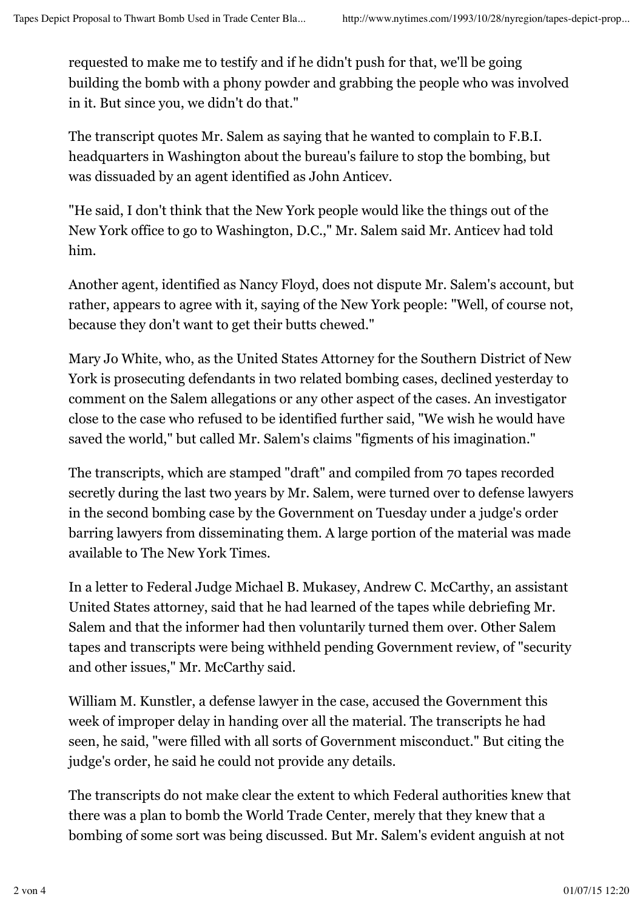requested to make me to testify and if he didn't push for that, we'll be going building the bomb with a phony powder and grabbing the people who was involved in it. But since you, we didn't do that."

The transcript quotes Mr. Salem as saying that he wanted to complain to F.B.I. headquarters in Washington about the bureau's failure to stop the bombing, but was dissuaded by an agent identified as John Anticev.

"He said, I don't think that the New York people would like the things out of the New York office to go to Washington, D.C.," Mr. Salem said Mr. Anticev had told him.

Another agent, identified as Nancy Floyd, does not dispute Mr. Salem's account, but rather, appears to agree with it, saying of the New York people: "Well, of course not, because they don't want to get their butts chewed."

Mary Jo White, who, as the United States Attorney for the Southern District of New York is prosecuting defendants in two related bombing cases, declined yesterday to comment on the Salem allegations or any other aspect of the cases. An investigator close to the case who refused to be identified further said, "We wish he would have saved the world," but called Mr. Salem's claims "figments of his imagination."

The transcripts, which are stamped "draft" and compiled from 70 tapes recorded secretly during the last two years by Mr. Salem, were turned over to defense lawyers in the second bombing case by the Government on Tuesday under a judge's order barring lawyers from disseminating them. A large portion of the material was made available to The New York Times.

In a letter to Federal Judge Michael B. Mukasey, Andrew C. McCarthy, an assistant United States attorney, said that he had learned of the tapes while debriefing Mr. Salem and that the informer had then voluntarily turned them over. Other Salem tapes and transcripts were being withheld pending Government review, of "security and other issues," Mr. McCarthy said.

William M. Kunstler, a defense lawyer in the case, accused the Government this week of improper delay in handing over all the material. The transcripts he had seen, he said, "were filled with all sorts of Government misconduct." But citing the judge's order, he said he could not provide any details.

The transcripts do not make clear the extent to which Federal authorities knew that there was a plan to bomb the World Trade Center, merely that they knew that a bombing of some sort was being discussed. But Mr. Salem's evident anguish at not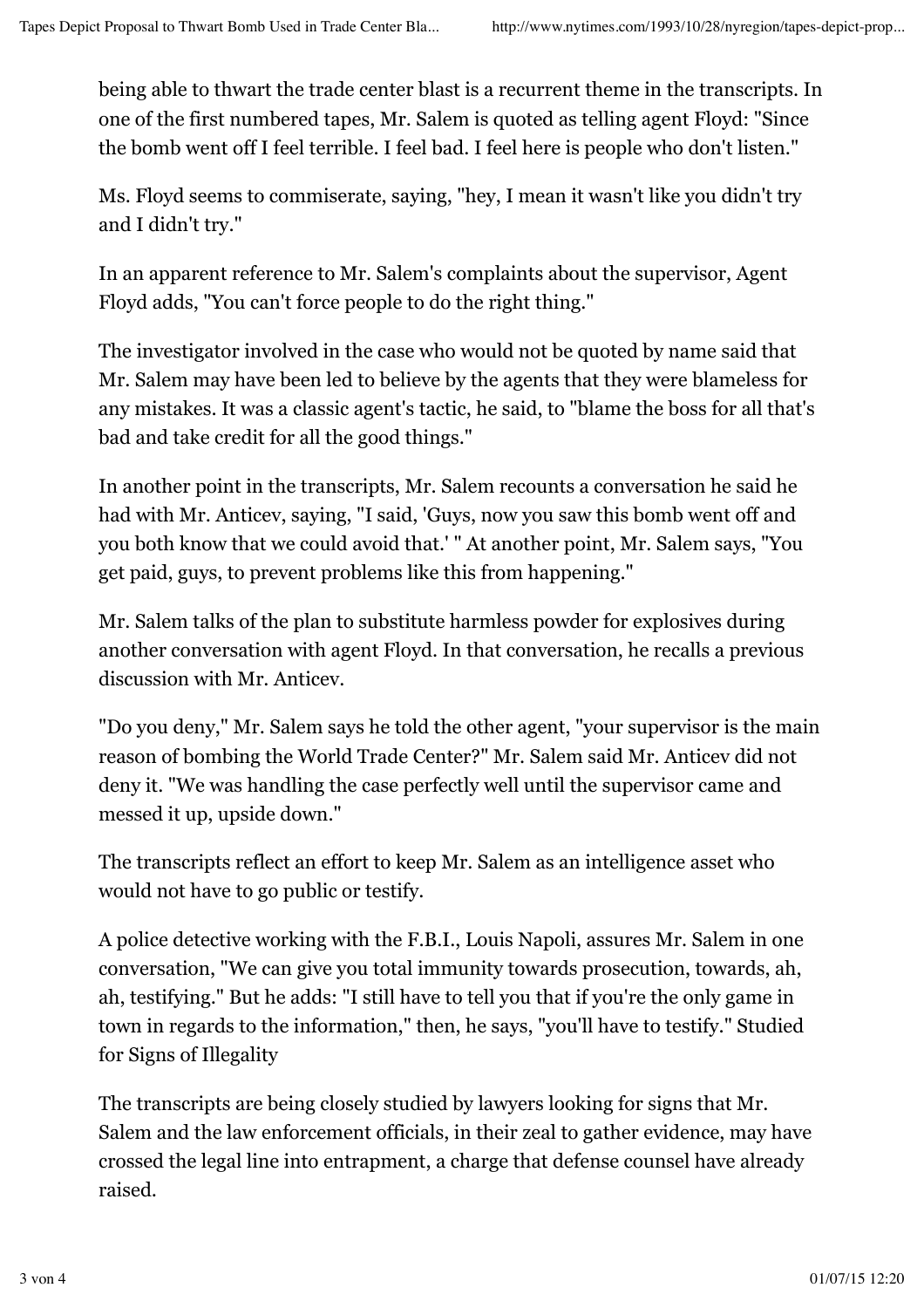being able to thwart the trade center blast is a recurrent theme in the transcripts. In one of the first numbered tapes, Mr. Salem is quoted as telling agent Floyd: "Since the bomb went off I feel terrible. I feel bad. I feel here is people who don't listen."

Ms. Floyd seems to commiserate, saying, "hey, I mean it wasn't like you didn't try and I didn't try."

In an apparent reference to Mr. Salem's complaints about the supervisor, Agent Floyd adds, "You can't force people to do the right thing."

The investigator involved in the case who would not be quoted by name said that Mr. Salem may have been led to believe by the agents that they were blameless for any mistakes. It was a classic agent's tactic, he said, to "blame the boss for all that's bad and take credit for all the good things."

In another point in the transcripts, Mr. Salem recounts a conversation he said he had with Mr. Anticev, saying, "I said, 'Guys, now you saw this bomb went off and you both know that we could avoid that.' " At another point, Mr. Salem says, "You get paid, guys, to prevent problems like this from happening."

Mr. Salem talks of the plan to substitute harmless powder for explosives during another conversation with agent Floyd. In that conversation, he recalls a previous discussion with Mr. Anticev.

"Do you deny," Mr. Salem says he told the other agent, "your supervisor is the main reason of bombing the World Trade Center?" Mr. Salem said Mr. Anticev did not deny it. "We was handling the case perfectly well until the supervisor came and messed it up, upside down."

The transcripts reflect an effort to keep Mr. Salem as an intelligence asset who would not have to go public or testify.

A police detective working with the F.B.I., Louis Napoli, assures Mr. Salem in one conversation, "We can give you total immunity towards prosecution, towards, ah, ah, testifying." But he adds: "I still have to tell you that if you're the only game in town in regards to the information," then, he says, "you'll have to testify."

## Studied for Signs of Illegality

The transcripts are being closely studied by lawyers looking for signs that Mr. Salem and the law enforcement officials, in their zeal to gather evidence, may have crossed the legal line into entrapment, a charge that defense counsel have already raised.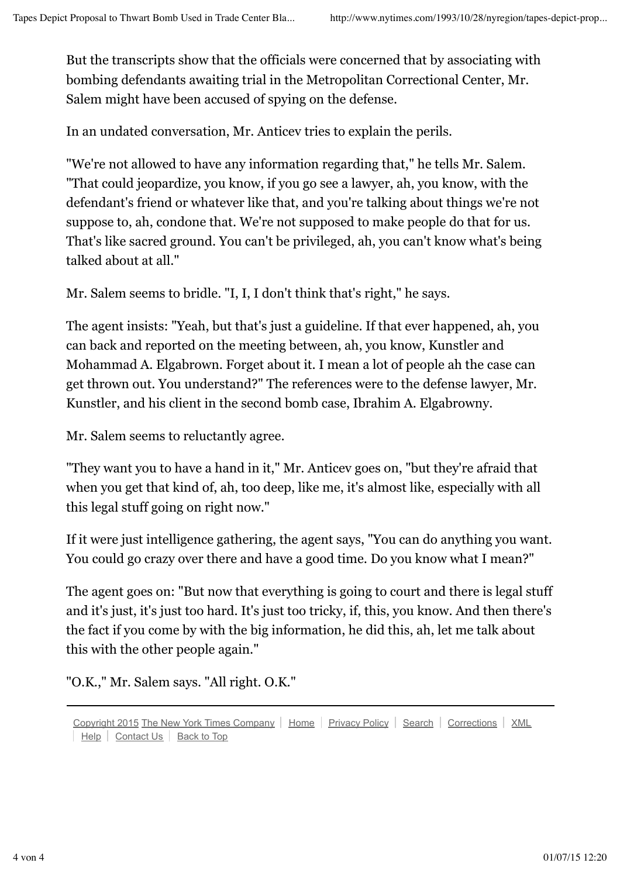But the transcripts show that the officials were concerned that by associating with bombing defendants awaiting trial in the Metropolitan Correctional Center, Mr. Salem might have been accused of spying on the defense.

In an undated conversation, Mr. Anticev tries to explain the perils.

"We're not allowed to have any information regarding that," he tells Mr. Salem. "That could jeopardize, you know, if you go see a lawyer, ah, you know, with the defendant's friend or whatever like that, and you're talking about things we're not suppose to, ah, condone that. We're not supposed to make people do that for us. That's like sacred ground. You can't be privileged, ah, you can't know what's being talked about at all."

Mr. Salem seems to bridle. "I, I, I don't think that's right," he says.

The agent insists: "Yeah, but that's just a guideline. If that ever happened, ah, you can back and reported on the meeting between, ah, you know, Kunstler and Mohammad A. Elgabrown. Forget about it. I mean a lot of people ah the case can get thrown out. You understand?" The references were to the defense lawyer, Mr. Kunstler, and his client in the second bomb case, Ibrahim A. Elgabrowny.

Mr. Salem seems to reluctantly agree.

"They want you to have a hand in it," Mr. Anticev goes on, "but they're afraid that when you get that kind of, ah, too deep, like me, it's almost like, especially with all this legal stuff going on right now."

If it were just intelligence gathering, the agent says, "You can do anything you want. You could go crazy over there and have a good time. Do you know what I mean?"

The agent goes on: "But now that everything is going to court and there is legal stuff and it's just, it's just too hard. It's just too tricky, if, this, you know. And then there's the fact if you come by with the big information, he did this, ah, let me talk about this with the other people again."

"O.K.," Mr. Salem says. "All right. O.K."